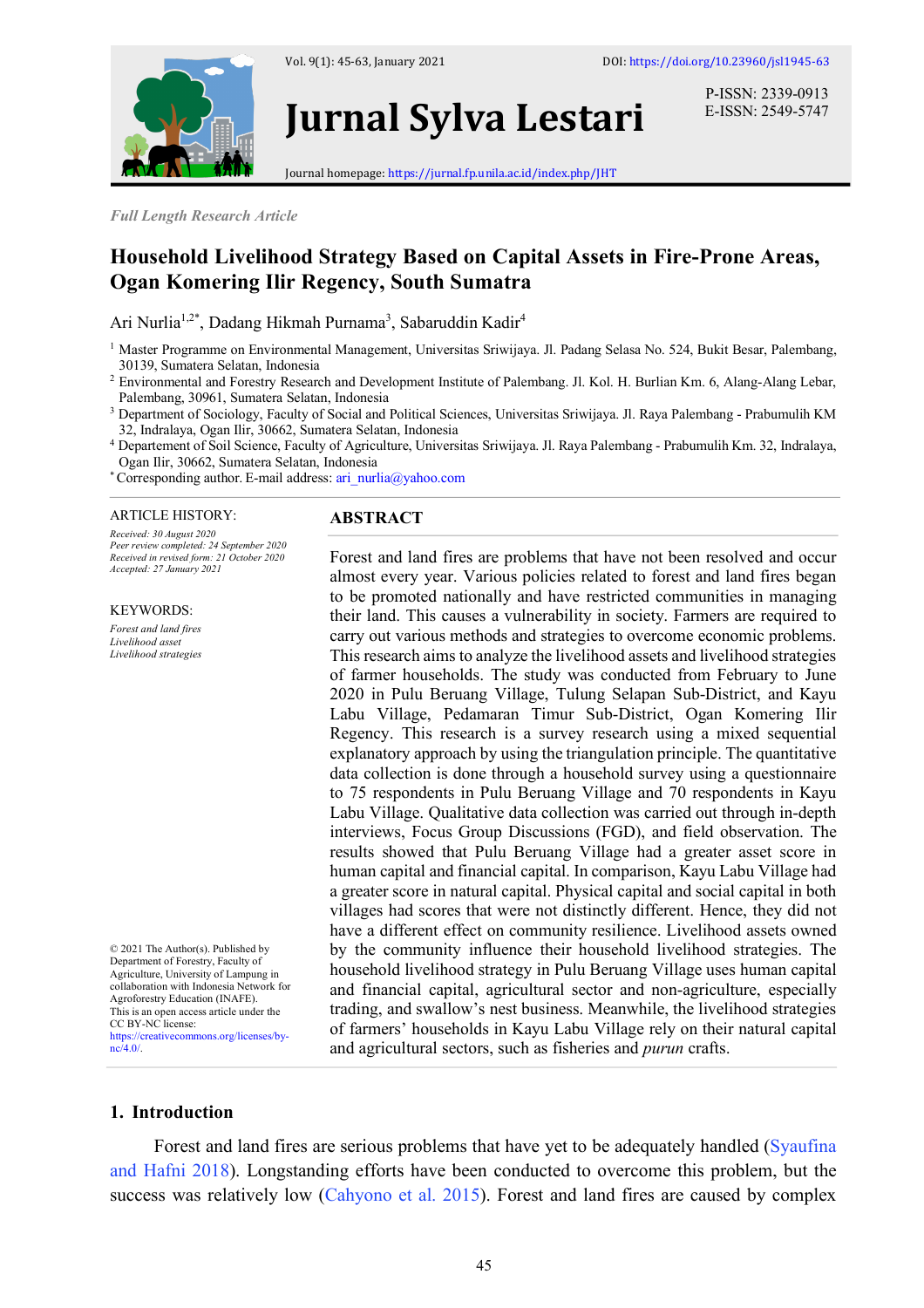*Full Length Research Article*

# Household Livelihood Strategy Based on Capital Assets in Fire-Prone Areas, Ogan Komering Ilir Regency, South Sumatra

Ari Nurlia[1,2*], Dadang Hikmah Purnama[3], Sabaruddin Kadir[4]

[1] Master Programme on Environmental Management, Universitas Sriwijaya. Jl. Padang Selasa No. 524, Bukit Besar, Palembang, 30139, Sumatera Selatan, Indonesia
[2] Environmental and Forestry Research and Development Institute of Palembang. Jl. Kol. H. Burlian Km. 6, Alang-Alang Lebar, Palembang, 30961, Sumatera Selatan, Indonesia
[3] Department of Sociology, Faculty of Social and Political Sciences, Universitas Sriwijaya. Jl. Raya Palembang - Prabumulih KM 32, Indralaya, Ogan Ilir, 30662, Sumatera Selatan, Indonesia
[4] Departement of Soil Science, Faculty of Agriculture, Universitas Sriwijaya. Jl. Raya Palembang - Prabumulih Km. 32, Indralaya, Ogan Ilir, 30662, Sumatera Selatan, Indonesia
[*] Corresponding author. E-mail address: ari_nurlia@yahoo.com

ARTICLE HISTORY:

*Received: 30 August 2020*
*Peer review completed: 24 September 2020*
*Received in revised form: 21 October 2020*
*Accepted: 27 January 2021*

KEYWORDS:

*Forest and land fires*
*Livelihood asset*
*Livelihood strategies*

© 2021 The Author(s). Published by Department of Forestry, Faculty of Agriculture, University of Lampung in collaboration with Indonesia Network for Agroforestry Education (INAFE). This is an open access article under the CC BY-NC license: https://creativecommons.org/licenses/by-nc/4.0/.

## ABSTRACT

Forest and land fires are problems that have not been resolved and occur almost every year. Various policies related to forest and land fires began to be promoted nationally and have restricted communities in managing their land. This causes a vulnerability in society. Farmers are required to carry out various methods and strategies to overcome economic problems. This research aims to analyze the livelihood assets and livelihood strategies of farmer households. The study was conducted from February to June 2020 in Pulu Beruang Village, Tulung Selapan Sub-District, and Kayu Labu Village, Pedamaran Timur Sub-District, Ogan Komering Ilir Regency. This research is a survey research using a mixed sequential explanatory approach by using the triangulation principle. The quantitative data collection is done through a household survey using a questionnaire to 75 respondents in Pulu Beruang Village and 70 respondents in Kayu Labu Village. Qualitative data collection was carried out through in-depth interviews, Focus Group Discussions (FGD), and field observation. The results showed that Pulu Beruang Village had a greater asset score in human capital and financial capital. In comparison, Kayu Labu Village had a greater score in natural capital. Physical capital and social capital in both villages had scores that were not distinctly different. Hence, they did not have a different effect on community resilience. Livelihood assets owned by the community influence their household livelihood strategies. The household livelihood strategy in Pulu Beruang Village uses human capital and financial capital, agricultural sector and non-agriculture, especially trading, and swallow's nest business. Meanwhile, the livelihood strategies of farmers' households in Kayu Labu Village rely on their natural capital and agricultural sectors, such as fisheries and *purun* crafts.

## 1. Introduction

Forest and land fires are serious problems that have yet to be adequately handled (Syaufina and Hafni 2018). Longstanding efforts have been conducted to overcome this problem, but the success was relatively low (Cahyono et al. 2015). Forest and land fires are caused by complex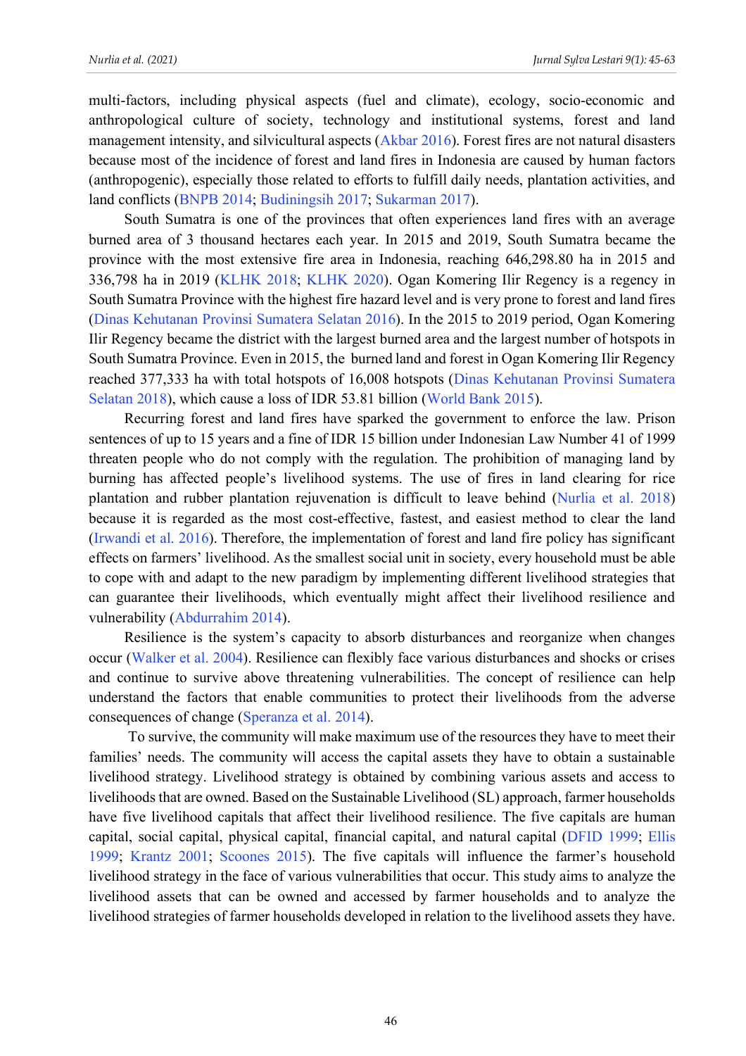multi-factors, including physical aspects (fuel and climate), ecology, socio-economic and anthropological culture of society, technology and institutional systems, forest and land management intensity, and silvicultural aspects (Akbar 2016). Forest fires are not natural disasters because most of the incidence of forest and land fires in Indonesia are caused by human factors (anthropogenic), especially those related to efforts to fulfill daily needs, plantation activities, and land conflicts (BNPB 2014; Budiningsih 2017; Sukarman 2017).

South Sumatra is one of the provinces that often experiences land fires with an average burned area of 3 thousand hectares each year. In 2015 and 2019, South Sumatra became the province with the most extensive fire area in Indonesia, reaching 646,298.80 ha in 2015 and 336,798 ha in 2019 (KLHK 2018; KLHK 2020). Ogan Komering Ilir Regency is a regency in South Sumatra Province with the highest fire hazard level and is very prone to forest and land fires (Dinas Kehutanan Provinsi Sumatera Selatan 2016). In the 2015 to 2019 period, Ogan Komering Ilir Regency became the district with the largest burned area and the largest number of hotspots in South Sumatra Province. Even in 2015, the burned land and forest in Ogan Komering Ilir Regency reached 377,333 ha with total hotspots of 16,008 hotspots (Dinas Kehutanan Provinsi Sumatera Selatan 2018), which cause a loss of IDR 53.81 billion (World Bank 2015).

Recurring forest and land fires have sparked the government to enforce the law. Prison sentences of up to 15 years and a fine of IDR 15 billion under Indonesian Law Number 41 of 1999 threaten people who do not comply with the regulation. The prohibition of managing land by burning has affected people's livelihood systems. The use of fires in land clearing for rice plantation and rubber plantation rejuvenation is difficult to leave behind (Nurlia et al. 2018) because it is regarded as the most cost-effective, fastest, and easiest method to clear the land (Irwandi et al. 2016). Therefore, the implementation of forest and land fire policy has significant effects on farmers' livelihood. As the smallest social unit in society, every household must be able to cope with and adapt to the new paradigm by implementing different livelihood strategies that can guarantee their livelihoods, which eventually might affect their livelihood resilience and vulnerability (Abdurrahim 2014).

Resilience is the system's capacity to absorb disturbances and reorganize when changes occur (Walker et al. 2004). Resilience can flexibly face various disturbances and shocks or crises and continue to survive above threatening vulnerabilities. The concept of resilience can help understand the factors that enable communities to protect their livelihoods from the adverse consequences of change (Speranza et al. 2014).

To survive, the community will make maximum use of the resources they have to meet their families' needs. The community will access the capital assets they have to obtain a sustainable livelihood strategy. Livelihood strategy is obtained by combining various assets and access to livelihoods that are owned. Based on the Sustainable Livelihood (SL) approach, farmer households have five livelihood capitals that affect their livelihood resilience. The five capitals are human capital, social capital, physical capital, financial capital, and natural capital (DFID 1999; Ellis 1999; Krantz 2001; Scoones 2015). The five capitals will influence the farmer's household livelihood strategy in the face of various vulnerabilities that occur. This study aims to analyze the livelihood assets that can be owned and accessed by farmer households and to analyze the livelihood strategies of farmer households developed in relation to the livelihood assets they have.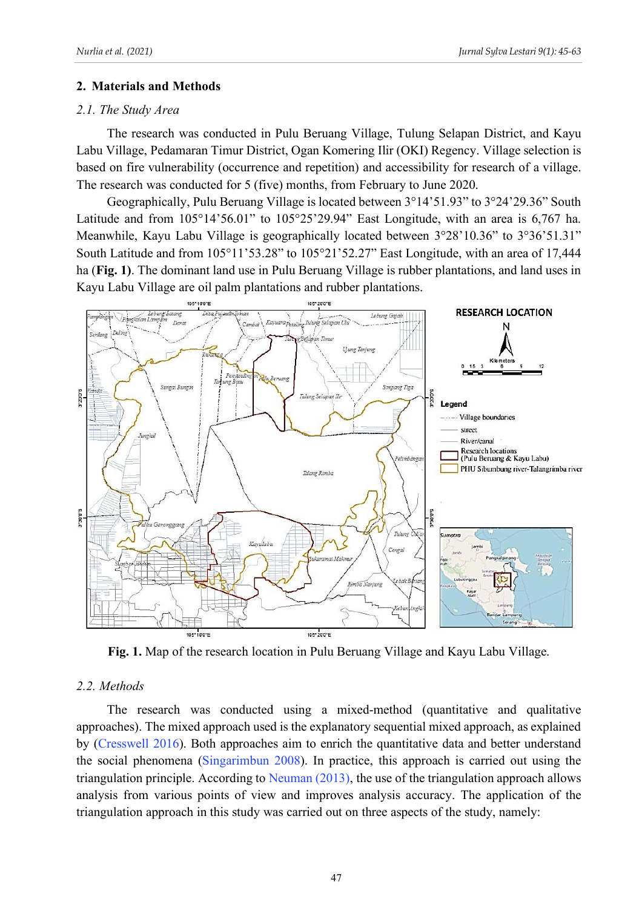## 2. Materials and Methods

### *2.1. The Study Area*

The research was conducted in Pulu Beruang Village, Tulung Selapan District, and Kayu Labu Village, Pedamaran Timur District, Ogan Komering Ilir (OKI) Regency. Village selection is based on fire vulnerability (occurrence and repetition) and accessibility for research of a village. The research was conducted for 5 (five) months, from February to June 2020.

Geographically, Pulu Beruang Village is located between 3°14'51.93" to 3°24'29.36" South Latitude and from 105°14'56.01" to 105°25'29.94" East Longitude, with an area is 6,767 ha. Meanwhile, Kayu Labu Village is geographically located between 3°28'10.36" to 3°36'51.31" South Latitude and from 105°11'53.28" to 105°21'52.27" East Longitude, with an area of 17,444 ha (**Fig. 1)**. The dominant land use in Pulu Beruang Village is rubber plantations, and land uses in Kayu Labu Village are oil palm plantations and rubber plantations.

**Fig. 1.** Map of the research location in Pulu Beruang Village and Kayu Labu Village.

### *2.2. Methods*

The research was conducted using a mixed-method (quantitative and qualitative approaches). The mixed approach used is the explanatory sequential mixed approach, as explained by (Cresswell 2016). Both approaches aim to enrich the quantitative data and better understand the social phenomena (Singarimbun 2008). In practice, this approach is carried out using the triangulation principle. According to Neuman (2013), the use of the triangulation approach allows analysis from various points of view and improves analysis accuracy. The application of the triangulation approach in this study was carried out on three aspects of the study, namely: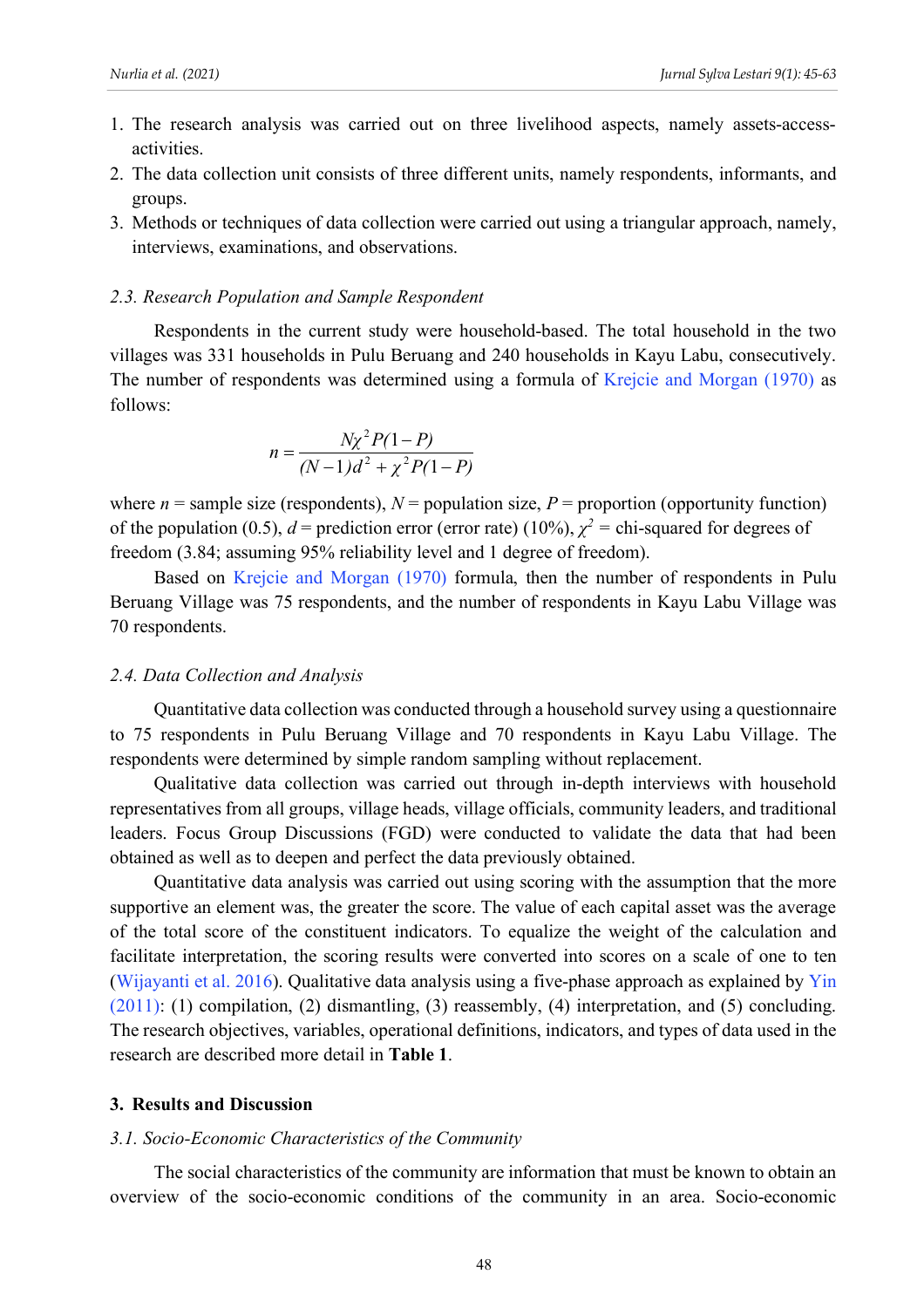1. The research analysis was carried out on three livelihood aspects, namely assets-access-activities.
2. The data collection unit consists of three different units, namely respondents, informants, and groups.
3. Methods or techniques of data collection were carried out using a triangular approach, namely, interviews, examinations, and observations.

### 2.3. Research Population and Sample Respondent

Respondents in the current study were household-based. The total household in the two villages was 331 households in Pulu Beruang and 240 households in Kayu Labu, consecutively. The number of respondents was determined using a formula of Krejcie and Morgan (1970) as follows:

$$n = \frac{N\chi^2 P(1-P)}{(N-1)d^2 + \chi^2 P(1-P)}$$

where $n$ = sample size (respondents), $N$ = population size, $P$ = proportion (opportunity function) of the population (0.5), $d$ = prediction error (error rate) (10%), $\chi^2$ = chi-squared for degrees of freedom (3.84; assuming 95% reliability level and 1 degree of freedom).

Based on Krejcie and Morgan (1970) formula, then the number of respondents in Pulu Beruang Village was 75 respondents, and the number of respondents in Kayu Labu Village was 70 respondents.

### 2.4. Data Collection and Analysis

Quantitative data collection was conducted through a household survey using a questionnaire to 75 respondents in Pulu Beruang Village and 70 respondents in Kayu Labu Village. The respondents were determined by simple random sampling without replacement.

Qualitative data collection was carried out through in-depth interviews with household representatives from all groups, village heads, village officials, community leaders, and traditional leaders. Focus Group Discussions (FGD) were conducted to validate the data that had been obtained as well as to deepen and perfect the data previously obtained.

Quantitative data analysis was carried out using scoring with the assumption that the more supportive an element was, the greater the score. The value of each capital asset was the average of the total score of the constituent indicators. To equalize the weight of the calculation and facilitate interpretation, the scoring results were converted into scores on a scale of one to ten (Wijayanti et al. 2016). Qualitative data analysis using a five-phase approach as explained by Yin (2011): (1) compilation, (2) dismantling, (3) reassembly, (4) interpretation, and (5) concluding. The research objectives, variables, operational definitions, indicators, and types of data used in the research are described more detail in **Table 1**.

## 3. Results and Discussion

### 3.1. Socio-Economic Characteristics of the Community

The social characteristics of the community are information that must be known to obtain an overview of the socio-economic conditions of the community in an area. Socio-economic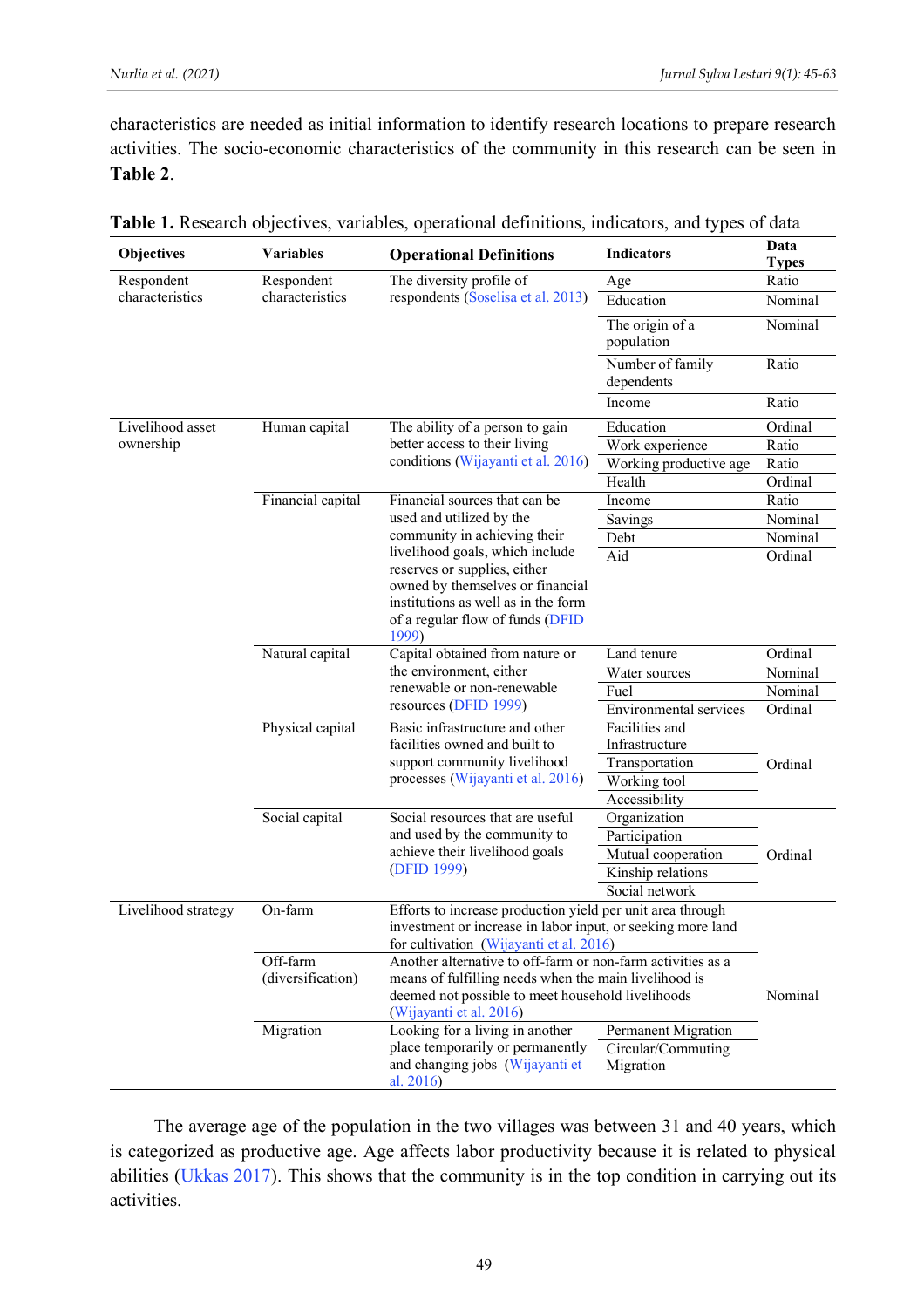characteristics are needed as initial information to identify research locations to prepare research activities. The socio-economic characteristics of the community in this research can be seen in **Table 2**.

**Table 1.** Research objectives, variables, operational definitions, indicators, and types of data

| Objectives | Variables | Operational Definitions | Indicators | Data Types |
|---|---|---|---|---|
| Respondent characteristics | Respondent characteristics | The diversity profile of respondents (Soselisa et al. 2013) | Age | Ratio |
| | | | Education | Nominal |
| | | | The origin of a population | Nominal |
| | | | Number of family dependents | Ratio |
| | | | Income | Ratio |
| Livelihood asset ownership | Human capital | The ability of a person to gain better access to their living conditions (Wijayanti et al. 2016) | Education | Ordinal |
| | | | Work experience | Ratio |
| | | | Working productive age | Ratio |
| | | | Health | Ordinal |
| | Financial capital | Financial sources that can be used and utilized by the community in achieving their livelihood goals, which include reserves or supplies, either owned by themselves or financial institutions as well as in the form of a regular flow of funds (DFID 1999) | Income | Ratio |
| | | | Savings | Nominal |
| | | | Debt | Nominal |
| | | | Aid | Ordinal |
| | Natural capital | Capital obtained from nature or the environment, either renewable or non-renewable resources (DFID 1999) | Land tenure | Ordinal |
| | | | Water sources | Nominal |
| | | | Fuel | Nominal |
| | | | Environmental services | Ordinal |
| | Physical capital | Basic infrastructure and other facilities owned and built to support community livelihood processes (Wijayanti et al. 2016) | Facilities and Infrastructure | Ordinal |
| | | | Transportation | |
| | | | Working tool | |
| | | | Accessibility | |
| | Social capital | Social resources that are useful and used by the community to achieve their livelihood goals (DFID 1999) | Organization | Ordinal |
| | | | Participation | |
| | | | Mutual cooperation | |
| | | | Kinship relations | |
| | | | Social network | |
| Livelihood strategy | On-farm | Efforts to increase production yield per unit area through investment or increase in labor input, or seeking more land for cultivation (Wijayanti et al. 2016) | | Nominal |
| | Off-farm (diversification) | Another alternative to off-farm or non-farm activities as a means of fulfilling needs when the main livelihood is deemed not possible to meet household livelihoods (Wijayanti et al. 2016) | | |
| | Migration | Looking for a living in another place temporarily or permanently and changing jobs (Wijayanti et al. 2016) | Permanent Migration | |
| | | | Circular/Commuting Migration | |

The average age of the population in the two villages was between 31 and 40 years, which is categorized as productive age. Age affects labor productivity because it is related to physical abilities (Ukkas 2017). This shows that the community is in the top condition in carrying out its activities.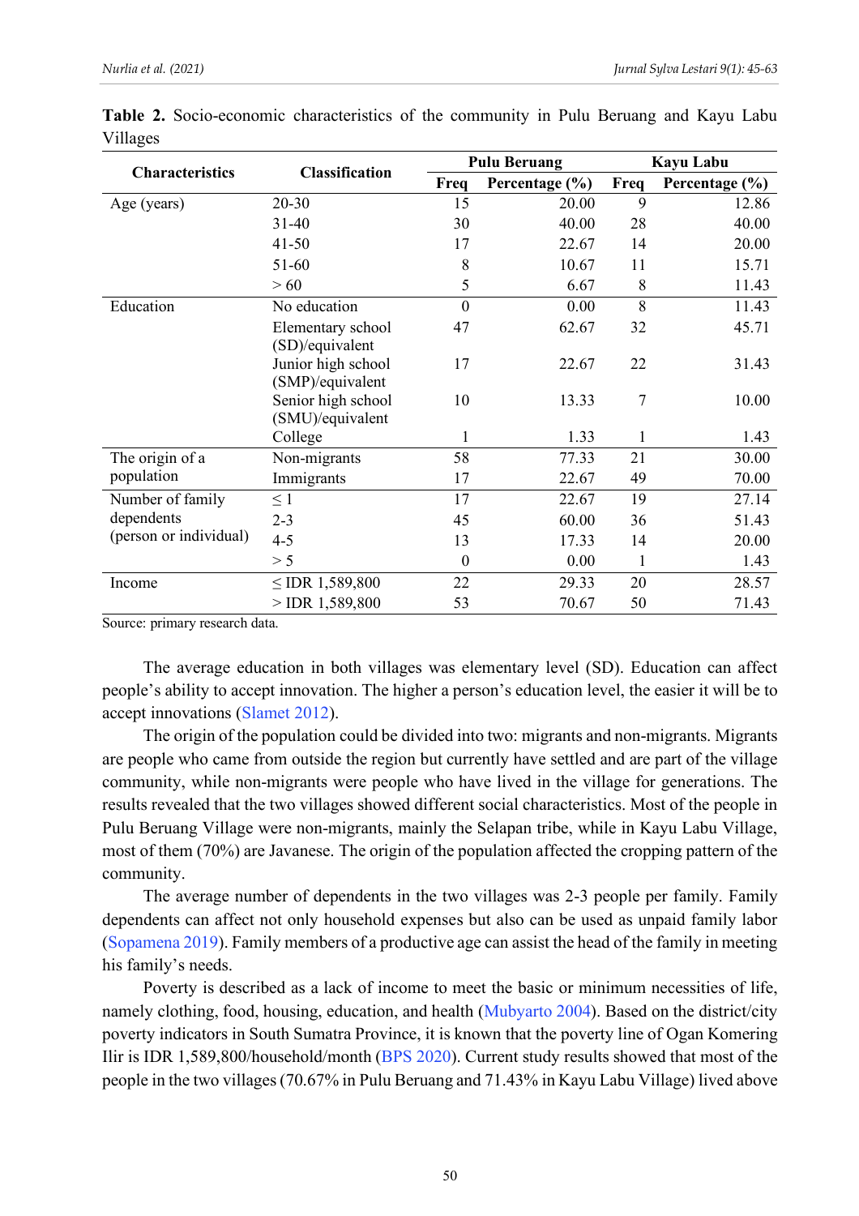**Table 2.** Socio-economic characteristics of the community in Pulu Beruang and Kayu Labu Villages

| Characteristics | Classification | Pulu Beruang | | Kayu Labu | |
|---|---|---|---|---|---|
| | | Freq | Percentage (%) | Freq | Percentage (%) |
| Age (years) | 20-30 | 15 | 20.00 | 9 | 12.86 |
| | 31-40 | 30 | 40.00 | 28 | 40.00 |
| | 41-50 | 17 | 22.67 | 14 | 20.00 |
| | 51-60 | 8 | 10.67 | 11 | 15.71 |
| | > 60 | 5 | 6.67 | 8 | 11.43 |
| Education | No education | 0 | 0.00 | 8 | 11.43 |
| | Elementary school (SD)/equivalent | 47 | 62.67 | 32 | 45.71 |
| | Junior high school (SMP)/equivalent | 17 | 22.67 | 22 | 31.43 |
| | Senior high school (SMU)/equivalent | 10 | 13.33 | 7 | 10.00 |
| | College | 1 | 1.33 | 1 | 1.43 |
| The origin of a population | Non-migrants | 58 | 77.33 | 21 | 30.00 |
| | Immigrants | 17 | 22.67 | 49 | 70.00 |
| Number of family dependents (person or individual) | ≤ 1 | 17 | 22.67 | 19 | 27.14 |
| | 2-3 | 45 | 60.00 | 36 | 51.43 |
| | 4-5 | 13 | 17.33 | 14 | 20.00 |
| | > 5 | 0 | 0.00 | 1 | 1.43 |
| Income | ≤ IDR 1,589,800 | 22 | 29.33 | 20 | 28.57 |
| | > IDR 1,589,800 | 53 | 70.67 | 50 | 71.43 |

Source: primary research data.

The average education in both villages was elementary level (SD). Education can affect people's ability to accept innovation. The higher a person's education level, the easier it will be to accept innovations (Slamet 2012).

The origin of the population could be divided into two: migrants and non-migrants. Migrants are people who came from outside the region but currently have settled and are part of the village community, while non-migrants were people who have lived in the village for generations. The results revealed that the two villages showed different social characteristics. Most of the people in Pulu Beruang Village were non-migrants, mainly the Selapan tribe, while in Kayu Labu Village, most of them (70%) are Javanese. The origin of the population affected the cropping pattern of the community.

The average number of dependents in the two villages was 2-3 people per family. Family dependents can affect not only household expenses but also can be used as unpaid family labor (Sopamena 2019). Family members of a productive age can assist the head of the family in meeting his family's needs.

Poverty is described as a lack of income to meet the basic or minimum necessities of life, namely clothing, food, housing, education, and health (Mubyarto 2004). Based on the district/city poverty indicators in South Sumatra Province, it is known that the poverty line of Ogan Komering Ilir is IDR 1,589,800/household/month (BPS 2020). Current study results showed that most of the people in the two villages (70.67% in Pulu Beruang and 71.43% in Kayu Labu Village) lived above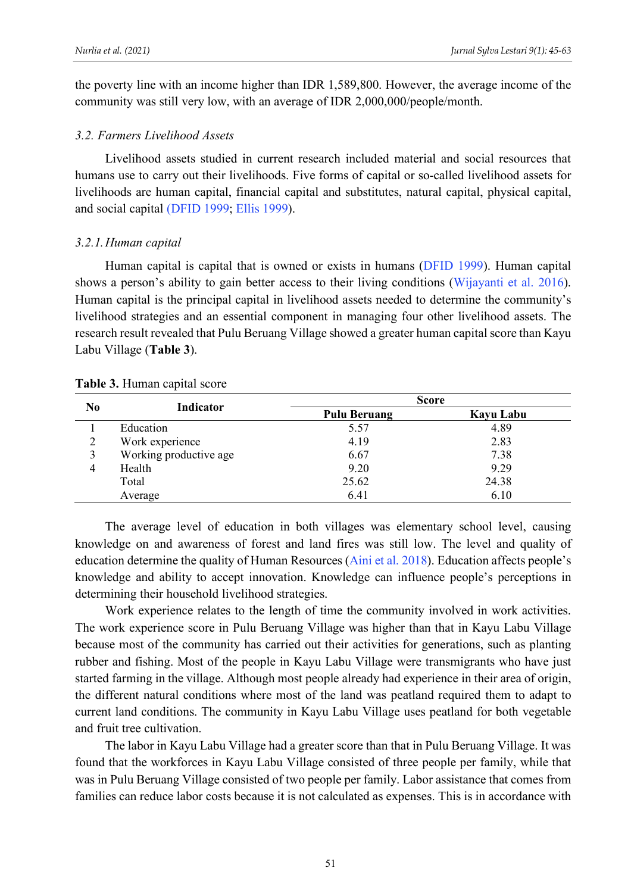the poverty line with an income higher than IDR 1,589,800. However, the average income of the community was still very low, with an average of IDR 2,000,000/people/month.

### *3.2. Farmers Livelihood Assets*

Livelihood assets studied in current research included material and social resources that humans use to carry out their livelihoods. Five forms of capital or so-called livelihood assets for livelihoods are human capital, financial capital and substitutes, natural capital, physical capital, and social capital (DFID 1999; Ellis 1999).

#### *3.2.1. Human capital*

Human capital is capital that is owned or exists in humans (DFID 1999). Human capital shows a person's ability to gain better access to their living conditions (Wijayanti et al. 2016). Human capital is the principal capital in livelihood assets needed to determine the community's livelihood strategies and an essential component in managing four other livelihood assets. The research result revealed that Pulu Beruang Village showed a greater human capital score than Kayu Labu Village (**Table 3**).

**Table 3.** Human capital score

| No | Indicator | Score | |
|---|---|---|---|
| | | Pulu Beruang | Kayu Labu |
| 1 | Education | 5.57 | 4.89 |
| 2 | Work experience | 4.19 | 2.83 |
| 3 | Working productive age | 6.67 | 7.38 |
| 4 | Health | 9.20 | 9.29 |
| | Total | 25.62 | 24.38 |
| | Average | 6.41 | 6.10 |

The average level of education in both villages was elementary school level, causing knowledge on and awareness of forest and land fires was still low. The level and quality of education determine the quality of Human Resources (Aini et al. 2018). Education affects people's knowledge and ability to accept innovation. Knowledge can influence people's perceptions in determining their household livelihood strategies.

Work experience relates to the length of time the community involved in work activities. The work experience score in Pulu Beruang Village was higher than that in Kayu Labu Village because most of the community has carried out their activities for generations, such as planting rubber and fishing. Most of the people in Kayu Labu Village were transmigrants who have just started farming in the village. Although most people already had experience in their area of origin, the different natural conditions where most of the land was peatland required them to adapt to current land conditions. The community in Kayu Labu Village uses peatland for both vegetable and fruit tree cultivation.

The labor in Kayu Labu Village had a greater score than that in Pulu Beruang Village. It was found that the workforces in Kayu Labu Village consisted of three people per family, while that was in Pulu Beruang Village consisted of two people per family. Labor assistance that comes from families can reduce labor costs because it is not calculated as expenses. This is in accordance with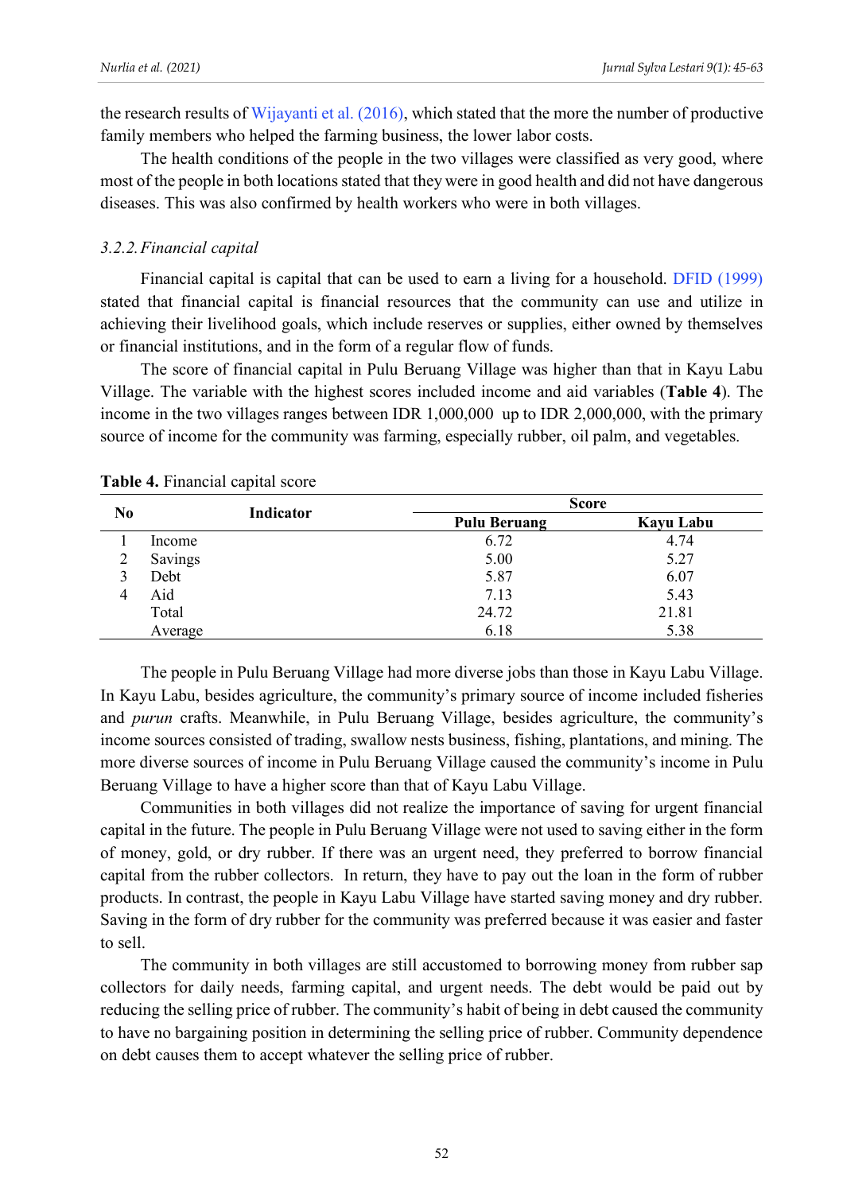the research results of Wijayanti et al. (2016), which stated that the more the number of productive family members who helped the farming business, the lower labor costs.

The health conditions of the people in the two villages were classified as very good, where most of the people in both locations stated that they were in good health and did not have dangerous diseases. This was also confirmed by health workers who were in both villages.

### *3.2.2. Financial capital*

Financial capital is capital that can be used to earn a living for a household. DFID (1999) stated that financial capital is financial resources that the community can use and utilize in achieving their livelihood goals, which include reserves or supplies, either owned by themselves or financial institutions, and in the form of a regular flow of funds.

The score of financial capital in Pulu Beruang Village was higher than that in Kayu Labu Village. The variable with the highest scores included income and aid variables (**Table 4**). The income in the two villages ranges between IDR 1,000,000 up to IDR 2,000,000, with the primary source of income for the community was farming, especially rubber, oil palm, and vegetables.

**Table 4.** Financial capital score

| No | Indicator | Score | |
|---|---|---|---|
| | | Pulu Beruang | Kayu Labu |
| 1 | Income | 6.72 | 4.74 |
| 2 | Savings | 5.00 | 5.27 |
| 3 | Debt | 5.87 | 6.07 |
| 4 | Aid | 7.13 | 5.43 |
| | Total | 24.72 | 21.81 |
| | Average | 6.18 | 5.38 |

The people in Pulu Beruang Village had more diverse jobs than those in Kayu Labu Village. In Kayu Labu, besides agriculture, the community's primary source of income included fisheries and *purun* crafts. Meanwhile, in Pulu Beruang Village, besides agriculture, the community's income sources consisted of trading, swallow nests business, fishing, plantations, and mining. The more diverse sources of income in Pulu Beruang Village caused the community's income in Pulu Beruang Village to have a higher score than that of Kayu Labu Village.

Communities in both villages did not realize the importance of saving for urgent financial capital in the future. The people in Pulu Beruang Village were not used to saving either in the form of money, gold, or dry rubber. If there was an urgent need, they preferred to borrow financial capital from the rubber collectors. In return, they have to pay out the loan in the form of rubber products. In contrast, the people in Kayu Labu Village have started saving money and dry rubber. Saving in the form of dry rubber for the community was preferred because it was easier and faster to sell.

The community in both villages are still accustomed to borrowing money from rubber sap collectors for daily needs, farming capital, and urgent needs. The debt would be paid out by reducing the selling price of rubber. The community's habit of being in debt caused the community to have no bargaining position in determining the selling price of rubber. Community dependence on debt causes them to accept whatever the selling price of rubber.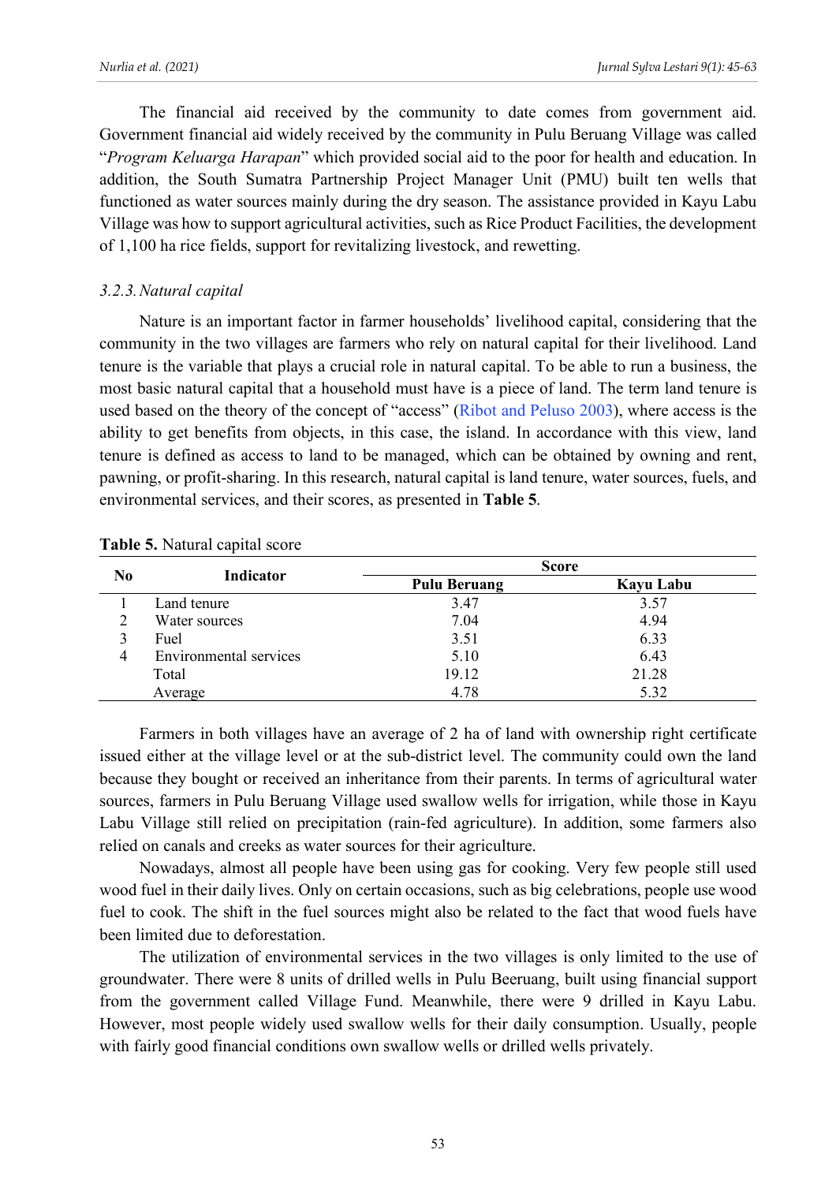The financial aid received by the community to date comes from government aid. Government financial aid widely received by the community in Pulu Beruang Village was called "*Program Keluarga Harapan*" which provided social aid to the poor for health and education. In addition, the South Sumatra Partnership Project Manager Unit (PMU) built ten wells that functioned as water sources mainly during the dry season. The assistance provided in Kayu Labu Village was how to support agricultural activities, such as Rice Product Facilities, the development of 1,100 ha rice fields, support for revitalizing livestock, and rewetting.

### *3.2.3. Natural capital*

Nature is an important factor in farmer households' livelihood capital, considering that the community in the two villages are farmers who rely on natural capital for their livelihood. Land tenure is the variable that plays a crucial role in natural capital. To be able to run a business, the most basic natural capital that a household must have is a piece of land. The term land tenure is used based on the theory of the concept of "access" (Ribot and Peluso 2003), where access is the ability to get benefits from objects, in this case, the island. In accordance with this view, land tenure is defined as access to land to be managed, which can be obtained by owning and rent, pawning, or profit-sharing. In this research, natural capital is land tenure, water sources, fuels, and environmental services, and their scores, as presented in **Table 5**.

**Table 5.** Natural capital score

| No | Indicator | Score | |
|---|---|---|---|
| | | **Pulu Beruang** | **Kayu Labu** |
| 1 | Land tenure | 3.47 | 3.57 |
| 2 | Water sources | 7.04 | 4.94 |
| 3 | Fuel | 3.51 | 6.33 |
| 4 | Environmental services | 5.10 | 6.43 |
| | Total | 19.12 | 21.28 |
| | Average | 4.78 | 5.32 |

Farmers in both villages have an average of 2 ha of land with ownership right certificate issued either at the village level or at the sub-district level. The community could own the land because they bought or received an inheritance from their parents. In terms of agricultural water sources, farmers in Pulu Beruang Village used swallow wells for irrigation, while those in Kayu Labu Village still relied on precipitation (rain-fed agriculture). In addition, some farmers also relied on canals and creeks as water sources for their agriculture.

Nowadays, almost all people have been using gas for cooking. Very few people still used wood fuel in their daily lives. Only on certain occasions, such as big celebrations, people use wood fuel to cook. The shift in the fuel sources might also be related to the fact that wood fuels have been limited due to deforestation.

The utilization of environmental services in the two villages is only limited to the use of groundwater. There were 8 units of drilled wells in Pulu Beeruang, built using financial support from the government called Village Fund. Meanwhile, there were 9 drilled in Kayu Labu. However, most people widely used swallow wells for their daily consumption. Usually, people with fairly good financial conditions own swallow wells or drilled wells privately.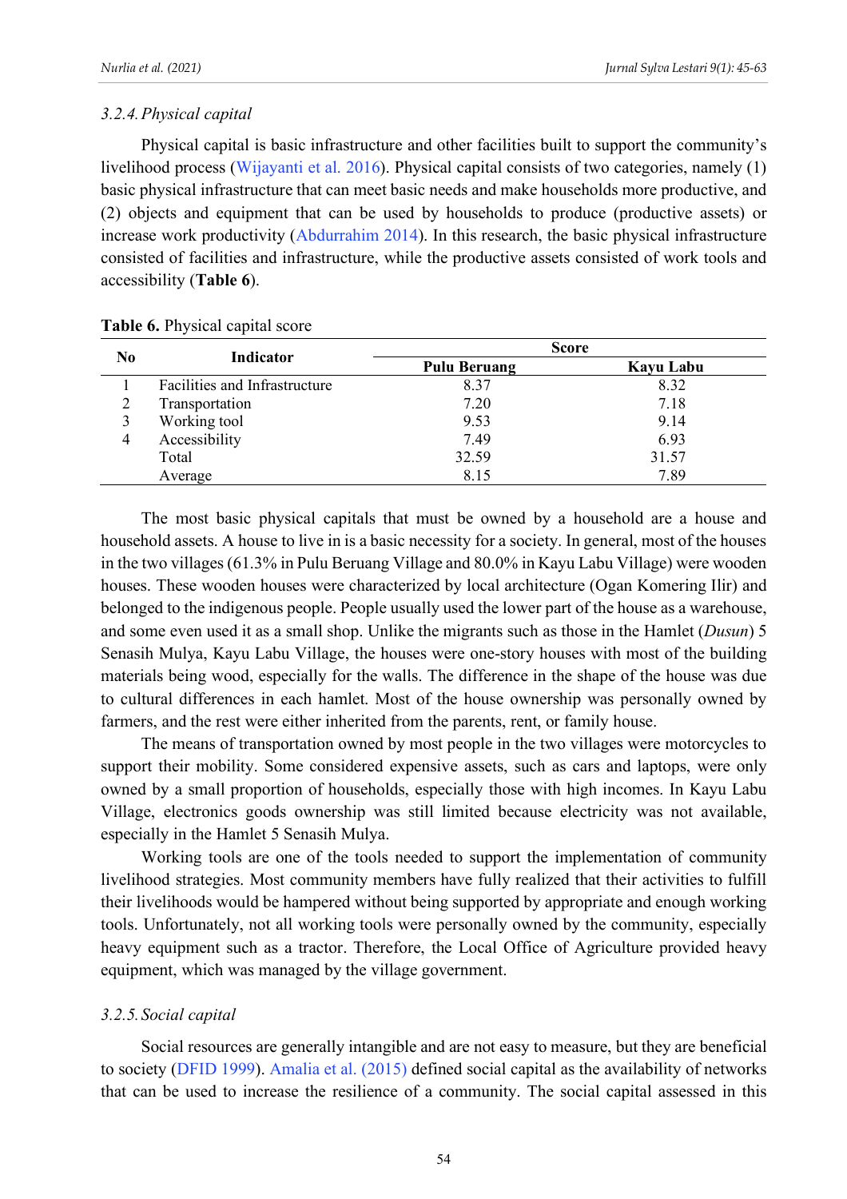### 3.2.4. Physical capital

Physical capital is basic infrastructure and other facilities built to support the community's livelihood process (Wijayanti et al. 2016). Physical capital consists of two categories, namely (1) basic physical infrastructure that can meet basic needs and make households more productive, and (2) objects and equipment that can be used by households to produce (productive assets) or increase work productivity (Abdurrahim 2014). In this research, the basic physical infrastructure consisted of facilities and infrastructure, while the productive assets consisted of work tools and accessibility (**Table 6**).

**Table 6.** Physical capital score

| No | Indicator | Score | |
|---|---|---|---|
| | | Pulu Beruang | Kayu Labu |
| 1 | Facilities and Infrastructure | 8.37 | 8.32 |
| 2 | Transportation | 7.20 | 7.18 |
| 3 | Working tool | 9.53 | 9.14 |
| 4 | Accessibility | 7.49 | 6.93 |
| | Total | 32.59 | 31.57 |
| | Average | 8.15 | 7.89 |

The most basic physical capitals that must be owned by a household are a house and household assets. A house to live in is a basic necessity for a society. In general, most of the houses in the two villages (61.3% in Pulu Beruang Village and 80.0% in Kayu Labu Village) were wooden houses. These wooden houses were characterized by local architecture (Ogan Komering Ilir) and belonged to the indigenous people. People usually used the lower part of the house as a warehouse, and some even used it as a small shop. Unlike the migrants such as those in the Hamlet (*Dusun*) 5 Senasih Mulya, Kayu Labu Village, the houses were one-story houses with most of the building materials being wood, especially for the walls. The difference in the shape of the house was due to cultural differences in each hamlet. Most of the house ownership was personally owned by farmers, and the rest were either inherited from the parents, rent, or family house.

The means of transportation owned by most people in the two villages were motorcycles to support their mobility. Some considered expensive assets, such as cars and laptops, were only owned by a small proportion of households, especially those with high incomes. In Kayu Labu Village, electronics goods ownership was still limited because electricity was not available, especially in the Hamlet 5 Senasih Mulya.

Working tools are one of the tools needed to support the implementation of community livelihood strategies. Most community members have fully realized that their activities to fulfill their livelihoods would be hampered without being supported by appropriate and enough working tools. Unfortunately, not all working tools were personally owned by the community, especially heavy equipment such as a tractor. Therefore, the Local Office of Agriculture provided heavy equipment, which was managed by the village government.

### 3.2.5. Social capital

Social resources are generally intangible and are not easy to measure, but they are beneficial to society (DFID 1999). Amalia et al. (2015) defined social capital as the availability of networks that can be used to increase the resilience of a community. The social capital assessed in this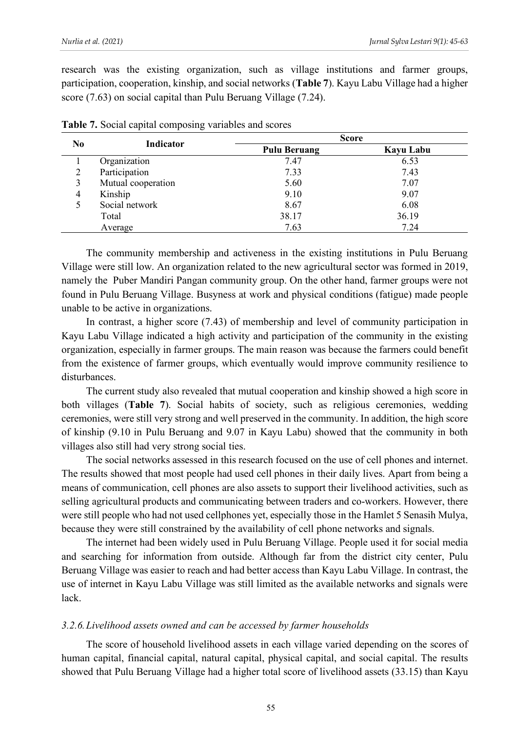research was the existing organization, such as village institutions and farmer groups, participation, cooperation, kinship, and social networks (**Table 7**). Kayu Labu Village had a higher score (7.63) on social capital than Pulu Beruang Village (7.24).

**Table 7.** Social capital composing variables and scores

| No | Indicator | Score | |
|---|---|---|---|
| | | **Pulu Beruang** | **Kayu Labu** |
| 1 | Organization | 7.47 | 6.53 |
| 2 | Participation | 7.33 | 7.43 |
| 3 | Mutual cooperation | 5.60 | 7.07 |
| 4 | Kinship | 9.10 | 9.07 |
| 5 | Social network | 8.67 | 6.08 |
| | Total | 38.17 | 36.19 |
| | Average | 7.63 | 7.24 |

The community membership and activeness in the existing institutions in Pulu Beruang Village were still low. An organization related to the new agricultural sector was formed in 2019, namely the Puber Mandiri Pangan community group. On the other hand, farmer groups were not found in Pulu Beruang Village. Busyness at work and physical conditions (fatigue) made people unable to be active in organizations.

In contrast, a higher score (7.43) of membership and level of community participation in Kayu Labu Village indicated a high activity and participation of the community in the existing organization, especially in farmer groups. The main reason was because the farmers could benefit from the existence of farmer groups, which eventually would improve community resilience to disturbances.

The current study also revealed that mutual cooperation and kinship showed a high score in both villages (**Table 7**). Social habits of society, such as religious ceremonies, wedding ceremonies, were still very strong and well preserved in the community. In addition, the high score of kinship (9.10 in Pulu Beruang and 9.07 in Kayu Labu) showed that the community in both villages also still had very strong social ties.

The social networks assessed in this research focused on the use of cell phones and internet. The results showed that most people had used cell phones in their daily lives. Apart from being a means of communication, cell phones are also assets to support their livelihood activities, such as selling agricultural products and communicating between traders and co-workers. However, there were still people who had not used cellphones yet, especially those in the Hamlet 5 Senasih Mulya, because they were still constrained by the availability of cell phone networks and signals.

The internet had been widely used in Pulu Beruang Village. People used it for social media and searching for information from outside. Although far from the district city center, Pulu Beruang Village was easier to reach and had better access than Kayu Labu Village. In contrast, the use of internet in Kayu Labu Village was still limited as the available networks and signals were lack.

### *3.2.6. Livelihood assets owned and can be accessed by farmer households*

The score of household livelihood assets in each village varied depending on the scores of human capital, financial capital, natural capital, physical capital, and social capital. The results showed that Pulu Beruang Village had a higher total score of livelihood assets (33.15) than Kayu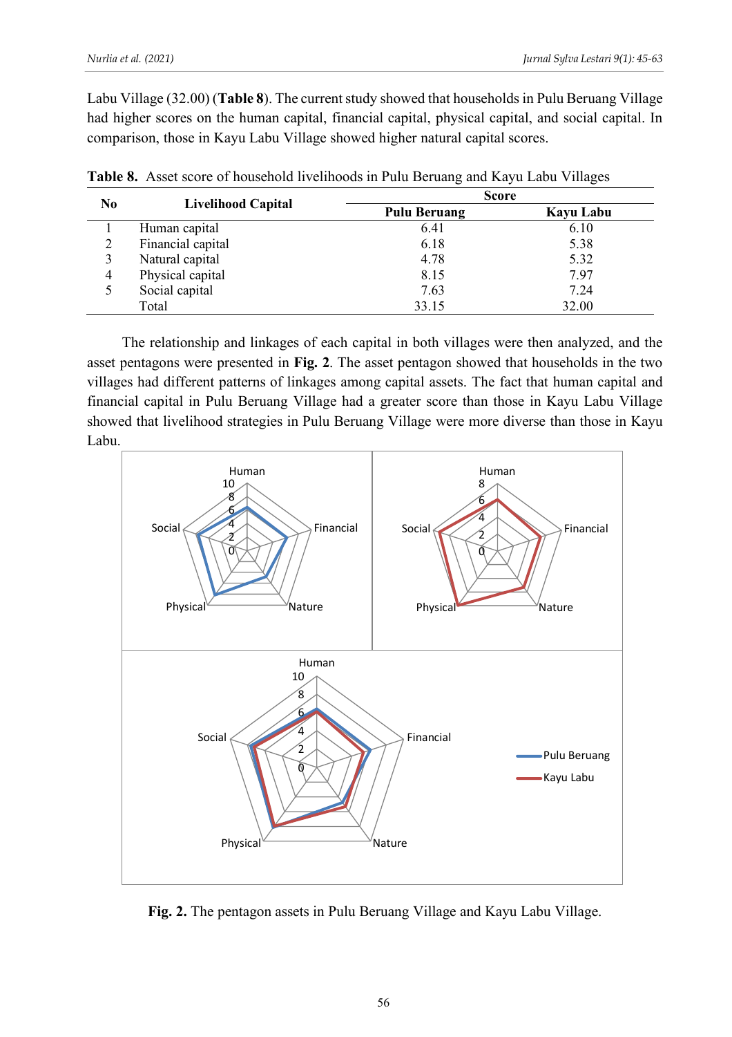Labu Village (32.00) (**Table 8**). The current study showed that households in Pulu Beruang Village had higher scores on the human capital, financial capital, physical capital, and social capital. In comparison, those in Kayu Labu Village showed higher natural capital scores.

**Table 8.** Asset score of household livelihoods in Pulu Beruang and Kayu Labu Villages

| No | Livelihood Capital | Score | |
|---|---|---|---|
| | | Pulu Beruang | Kayu Labu |
| 1 | Human capital | 6.41 | 6.10 |
| 2 | Financial capital | 6.18 | 5.38 |
| 3 | Natural capital | 4.78 | 5.32 |
| 4 | Physical capital | 8.15 | 7.97 |
| 5 | Social capital | 7.63 | 7.24 |
| | Total | 33.15 | 32.00 |

The relationship and linkages of each capital in both villages were then analyzed, and the asset pentagons were presented in **Fig. 2**. The asset pentagon showed that households in the two villages had different patterns of linkages among capital assets. The fact that human capital and financial capital in Pulu Beruang Village had a greater score than those in Kayu Labu Village showed that livelihood strategies in Pulu Beruang Village were more diverse than those in Kayu Labu.

Human
10
8
6
4
2
0
Social
Financial
Physical
Nature

Human
8
6
4
2
0
Social
Financial
Physical
Nature

Human
10
8
6
4
2
0
Social
Financial
Physical
Nature
Pulu Beruang
Kayu Labu

**Fig. 2.** The pentagon assets in Pulu Beruang Village and Kayu Labu Village.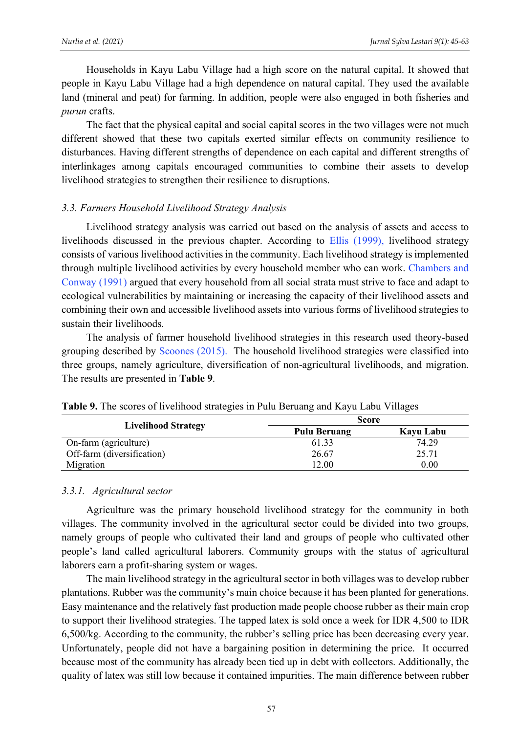Households in Kayu Labu Village had a high score on the natural capital. It showed that people in Kayu Labu Village had a high dependence on natural capital. They used the available land (mineral and peat) for farming. In addition, people were also engaged in both fisheries and *purun* crafts.

The fact that the physical capital and social capital scores in the two villages were not much different showed that these two capitals exerted similar effects on community resilience to disturbances. Having different strengths of dependence on each capital and different strengths of interlinkages among capitals encouraged communities to combine their assets to develop livelihood strategies to strengthen their resilience to disruptions.

### *3.3. Farmers Household Livelihood Strategy Analysis*

Livelihood strategy analysis was carried out based on the analysis of assets and access to livelihoods discussed in the previous chapter. According to Ellis (1999), livelihood strategy consists of various livelihood activities in the community. Each livelihood strategy is implemented through multiple livelihood activities by every household member who can work. Chambers and Conway (1991) argued that every household from all social strata must strive to face and adapt to ecological vulnerabilities by maintaining or increasing the capacity of their livelihood assets and combining their own and accessible livelihood assets into various forms of livelihood strategies to sustain their livelihoods.

The analysis of farmer household livelihood strategies in this research used theory-based grouping described by Scoones (2015). The household livelihood strategies were classified into three groups, namely agriculture, diversification of non-agricultural livelihoods, and migration. The results are presented in **Table 9**.

**Table 9.** The scores of livelihood strategies in Pulu Beruang and Kayu Labu Villages

| Livelihood Strategy | Score | |
|---|---|---|
| | Pulu Beruang | Kayu Labu |
| On-farm (agriculture) | 61.33 | 74.29 |
| Off-farm (diversification) | 26.67 | 25.71 |
| Migration | 12.00 | 0.00 |

#### *3.3.1. Agricultural sector*

Agriculture was the primary household livelihood strategy for the community in both villages. The community involved in the agricultural sector could be divided into two groups, namely groups of people who cultivated their land and groups of people who cultivated other people's land called agricultural laborers. Community groups with the status of agricultural laborers earn a profit-sharing system or wages.

The main livelihood strategy in the agricultural sector in both villages was to develop rubber plantations. Rubber was the community's main choice because it has been planted for generations. Easy maintenance and the relatively fast production made people choose rubber as their main crop to support their livelihood strategies. The tapped latex is sold once a week for IDR 4,500 to IDR 6,500/kg. According to the community, the rubber's selling price has been decreasing every year. Unfortunately, people did not have a bargaining position in determining the price. It occurred because most of the community has already been tied up in debt with collectors. Additionally, the quality of latex was still low because it contained impurities. The main difference between rubber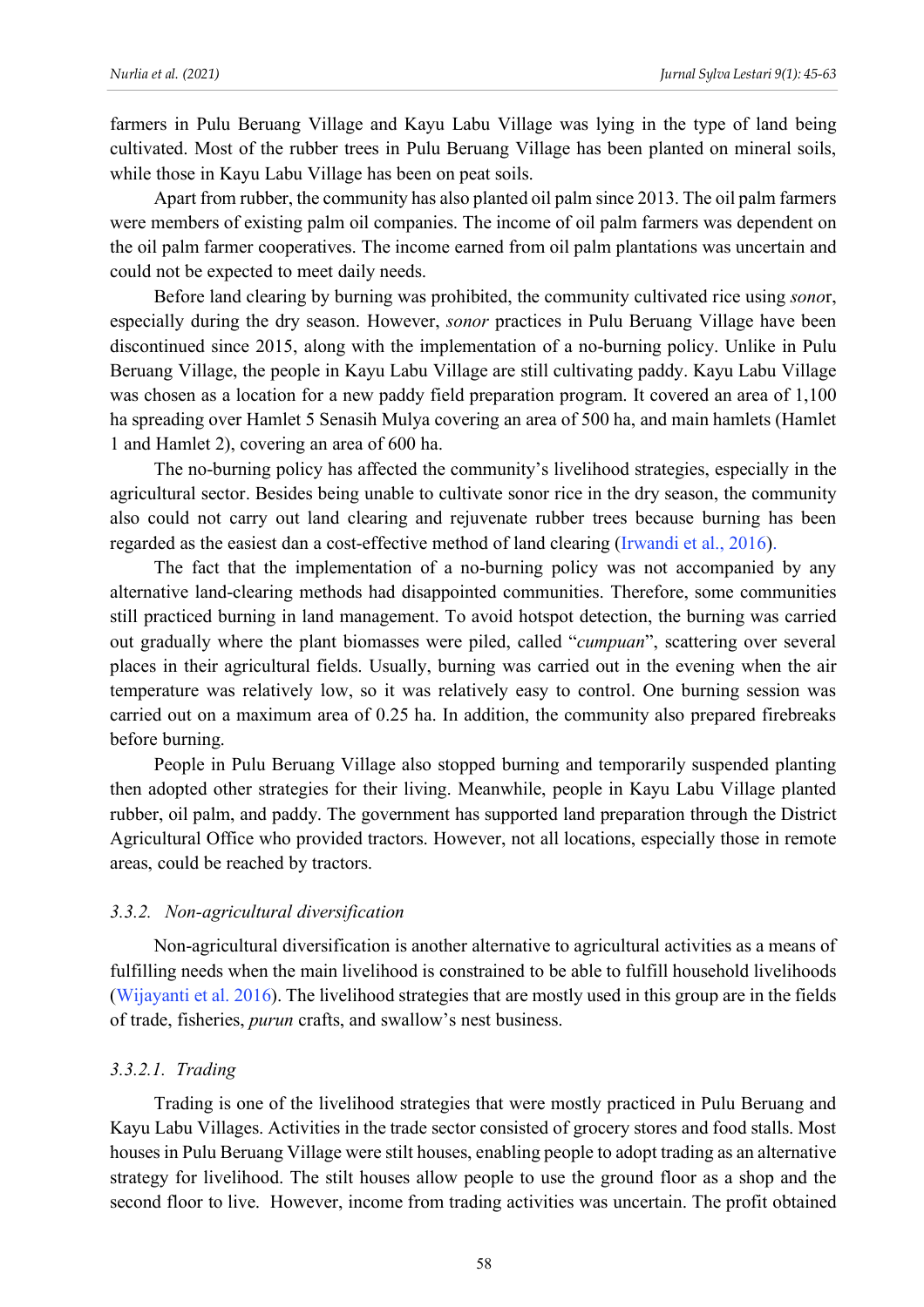farmers in Pulu Beruang Village and Kayu Labu Village was lying in the type of land being cultivated. Most of the rubber trees in Pulu Beruang Village has been planted on mineral soils, while those in Kayu Labu Village has been on peat soils.

Apart from rubber, the community has also planted oil palm since 2013. The oil palm farmers were members of existing palm oil companies. The income of oil palm farmers was dependent on the oil palm farmer cooperatives. The income earned from oil palm plantations was uncertain and could not be expected to meet daily needs.

Before land clearing by burning was prohibited, the community cultivated rice using *sono*r, especially during the dry season. However, *sonor* practices in Pulu Beruang Village have been discontinued since 2015, along with the implementation of a no-burning policy. Unlike in Pulu Beruang Village, the people in Kayu Labu Village are still cultivating paddy. Kayu Labu Village was chosen as a location for a new paddy field preparation program. It covered an area of 1,100 ha spreading over Hamlet 5 Senasih Mulya covering an area of 500 ha, and main hamlets (Hamlet 1 and Hamlet 2), covering an area of 600 ha.

The no-burning policy has affected the community's livelihood strategies, especially in the agricultural sector. Besides being unable to cultivate sonor rice in the dry season, the community also could not carry out land clearing and rejuvenate rubber trees because burning has been regarded as the easiest dan a cost-effective method of land clearing (Irwandi et al., 2016).

The fact that the implementation of a no-burning policy was not accompanied by any alternative land-clearing methods had disappointed communities. Therefore, some communities still practiced burning in land management. To avoid hotspot detection, the burning was carried out gradually where the plant biomasses were piled, called "*cumpuan*", scattering over several places in their agricultural fields. Usually, burning was carried out in the evening when the air temperature was relatively low, so it was relatively easy to control. One burning session was carried out on a maximum area of 0.25 ha. In addition, the community also prepared firebreaks before burning.

People in Pulu Beruang Village also stopped burning and temporarily suspended planting then adopted other strategies for their living. Meanwhile, people in Kayu Labu Village planted rubber, oil palm, and paddy. The government has supported land preparation through the District Agricultural Office who provided tractors. However, not all locations, especially those in remote areas, could be reached by tractors.

### *3.3.2. Non-agricultural diversification*

Non-agricultural diversification is another alternative to agricultural activities as a means of fulfilling needs when the main livelihood is constrained to be able to fulfill household livelihoods (Wijayanti et al. 2016). The livelihood strategies that are mostly used in this group are in the fields of trade, fisheries, *purun* crafts, and swallow's nest business.

#### *3.3.2.1. Trading*

Trading is one of the livelihood strategies that were mostly practiced in Pulu Beruang and Kayu Labu Villages. Activities in the trade sector consisted of grocery stores and food stalls. Most houses in Pulu Beruang Village were stilt houses, enabling people to adopt trading as an alternative strategy for livelihood. The stilt houses allow people to use the ground floor as a shop and the second floor to live. However, income from trading activities was uncertain. The profit obtained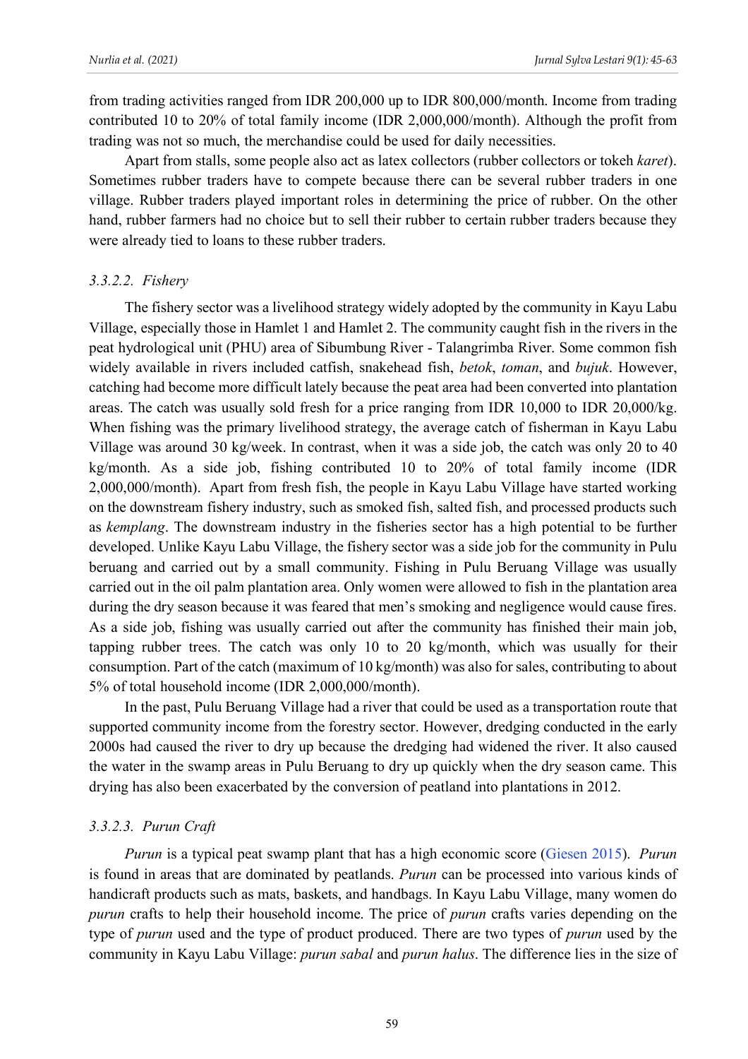from trading activities ranged from IDR 200,000 up to IDR 800,000/month. Income from trading contributed 10 to 20% of total family income (IDR 2,000,000/month). Although the profit from trading was not so much, the merchandise could be used for daily necessities.

Apart from stalls, some people also act as latex collectors (rubber collectors or tokeh *karet*). Sometimes rubber traders have to compete because there can be several rubber traders in one village. Rubber traders played important roles in determining the price of rubber. On the other hand, rubber farmers had no choice but to sell their rubber to certain rubber traders because they were already tied to loans to these rubber traders.

#### *3.3.2.2. Fishery*

The fishery sector was a livelihood strategy widely adopted by the community in Kayu Labu Village, especially those in Hamlet 1 and Hamlet 2. The community caught fish in the rivers in the peat hydrological unit (PHU) area of Sibumbung River - Talangrimba River. Some common fish widely available in rivers included catfish, snakehead fish, *betok*, *toman*, and *bujuk*. However, catching had become more difficult lately because the peat area had been converted into plantation areas. The catch was usually sold fresh for a price ranging from IDR 10,000 to IDR 20,000/kg. When fishing was the primary livelihood strategy, the average catch of fisherman in Kayu Labu Village was around 30 kg/week. In contrast, when it was a side job, the catch was only 20 to 40 kg/month. As a side job, fishing contributed 10 to 20% of total family income (IDR 2,000,000/month). Apart from fresh fish, the people in Kayu Labu Village have started working on the downstream fishery industry, such as smoked fish, salted fish, and processed products such as *kemplang*. The downstream industry in the fisheries sector has a high potential to be further developed. Unlike Kayu Labu Village, the fishery sector was a side job for the community in Pulu beruang and carried out by a small community. Fishing in Pulu Beruang Village was usually carried out in the oil palm plantation area. Only women were allowed to fish in the plantation area during the dry season because it was feared that men's smoking and negligence would cause fires. As a side job, fishing was usually carried out after the community has finished their main job, tapping rubber trees. The catch was only 10 to 20 kg/month, which was usually for their consumption. Part of the catch (maximum of 10 kg/month) was also for sales, contributing to about 5% of total household income (IDR 2,000,000/month).

In the past, Pulu Beruang Village had a river that could be used as a transportation route that supported community income from the forestry sector. However, dredging conducted in the early 2000s had caused the river to dry up because the dredging had widened the river. It also caused the water in the swamp areas in Pulu Beruang to dry up quickly when the dry season came. This drying has also been exacerbated by the conversion of peatland into plantations in 2012.

#### *3.3.2.3. Purun Craft*

*Purun* is a typical peat swamp plant that has a high economic score (Giesen 2015). *Purun* is found in areas that are dominated by peatlands. *Purun* can be processed into various kinds of handicraft products such as mats, baskets, and handbags. In Kayu Labu Village, many women do *purun* crafts to help their household income. The price of *purun* crafts varies depending on the type of *purun* used and the type of product produced. There are two types of *purun* used by the community in Kayu Labu Village: *purun sabal* and *purun halus*. The difference lies in the size of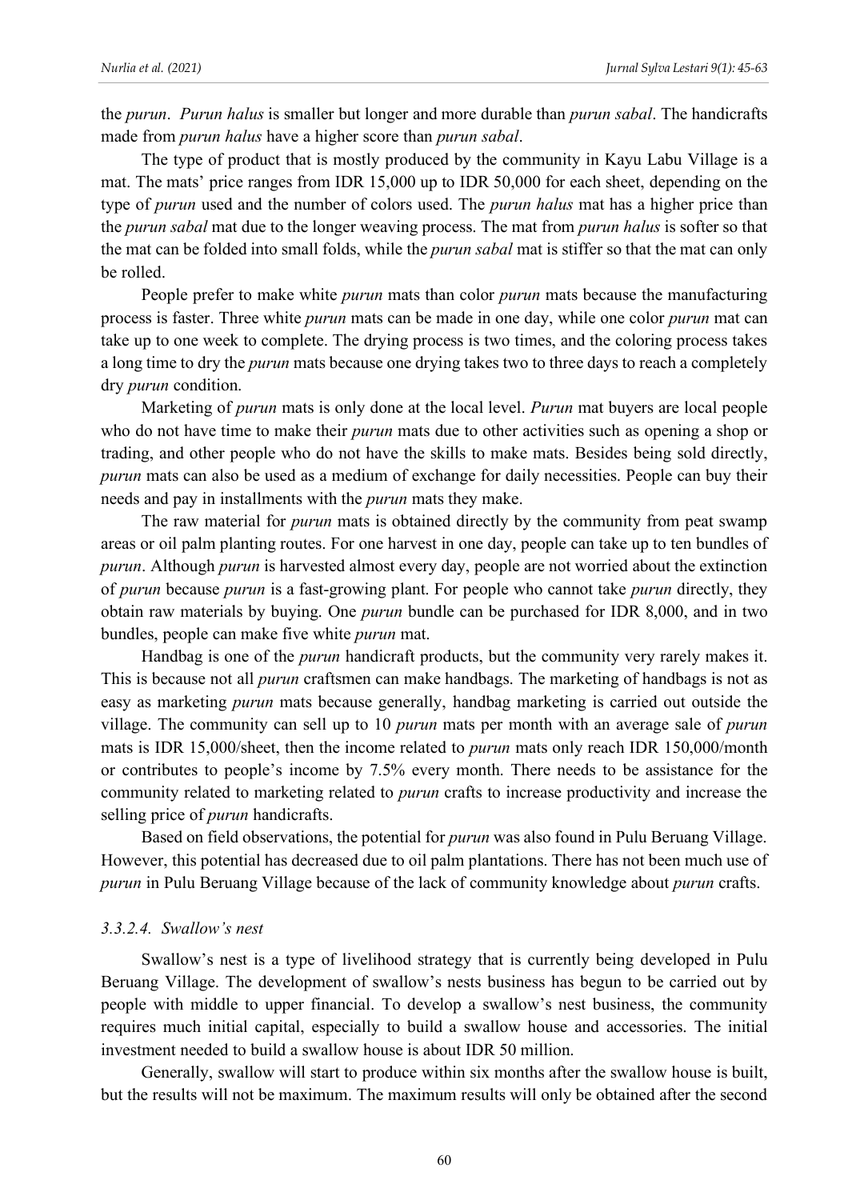the *purun*. *Purun halus* is smaller but longer and more durable than *purun sabal*. The handicrafts made from *purun halus* have a higher score than *purun sabal*.

The type of product that is mostly produced by the community in Kayu Labu Village is a mat. The mats' price ranges from IDR 15,000 up to IDR 50,000 for each sheet, depending on the type of *purun* used and the number of colors used. The *purun halus* mat has a higher price than the *purun sabal* mat due to the longer weaving process. The mat from *purun halus* is softer so that the mat can be folded into small folds, while the *purun sabal* mat is stiffer so that the mat can only be rolled.

People prefer to make white *purun* mats than color *purun* mats because the manufacturing process is faster. Three white *purun* mats can be made in one day, while one color *purun* mat can take up to one week to complete. The drying process is two times, and the coloring process takes a long time to dry the *purun* mats because one drying takes two to three days to reach a completely dry *purun* condition.

Marketing of *purun* mats is only done at the local level. *Purun* mat buyers are local people who do not have time to make their *purun* mats due to other activities such as opening a shop or trading, and other people who do not have the skills to make mats. Besides being sold directly, *purun* mats can also be used as a medium of exchange for daily necessities. People can buy their needs and pay in installments with the *purun* mats they make.

The raw material for *purun* mats is obtained directly by the community from peat swamp areas or oil palm planting routes. For one harvest in one day, people can take up to ten bundles of *purun*. Although *purun* is harvested almost every day, people are not worried about the extinction of *purun* because *purun* is a fast-growing plant. For people who cannot take *purun* directly, they obtain raw materials by buying. One *purun* bundle can be purchased for IDR 8,000, and in two bundles, people can make five white *purun* mat.

Handbag is one of the *purun* handicraft products, but the community very rarely makes it. This is because not all *purun* craftsmen can make handbags. The marketing of handbags is not as easy as marketing *purun* mats because generally, handbag marketing is carried out outside the village. The community can sell up to 10 *purun* mats per month with an average sale of *purun* mats is IDR 15,000/sheet, then the income related to *purun* mats only reach IDR 150,000/month or contributes to people's income by 7.5% every month. There needs to be assistance for the community related to marketing related to *purun* crafts to increase productivity and increase the selling price of *purun* handicrafts.

Based on field observations, the potential for *purun* was also found in Pulu Beruang Village. However, this potential has decreased due to oil palm plantations. There has not been much use of *purun* in Pulu Beruang Village because of the lack of community knowledge about *purun* crafts.

#### *3.3.2.4. Swallow's nest*

Swallow's nest is a type of livelihood strategy that is currently being developed in Pulu Beruang Village. The development of swallow's nests business has begun to be carried out by people with middle to upper financial. To develop a swallow's nest business, the community requires much initial capital, especially to build a swallow house and accessories. The initial investment needed to build a swallow house is about IDR 50 million.

Generally, swallow will start to produce within six months after the swallow house is built, but the results will not be maximum. The maximum results will only be obtained after the second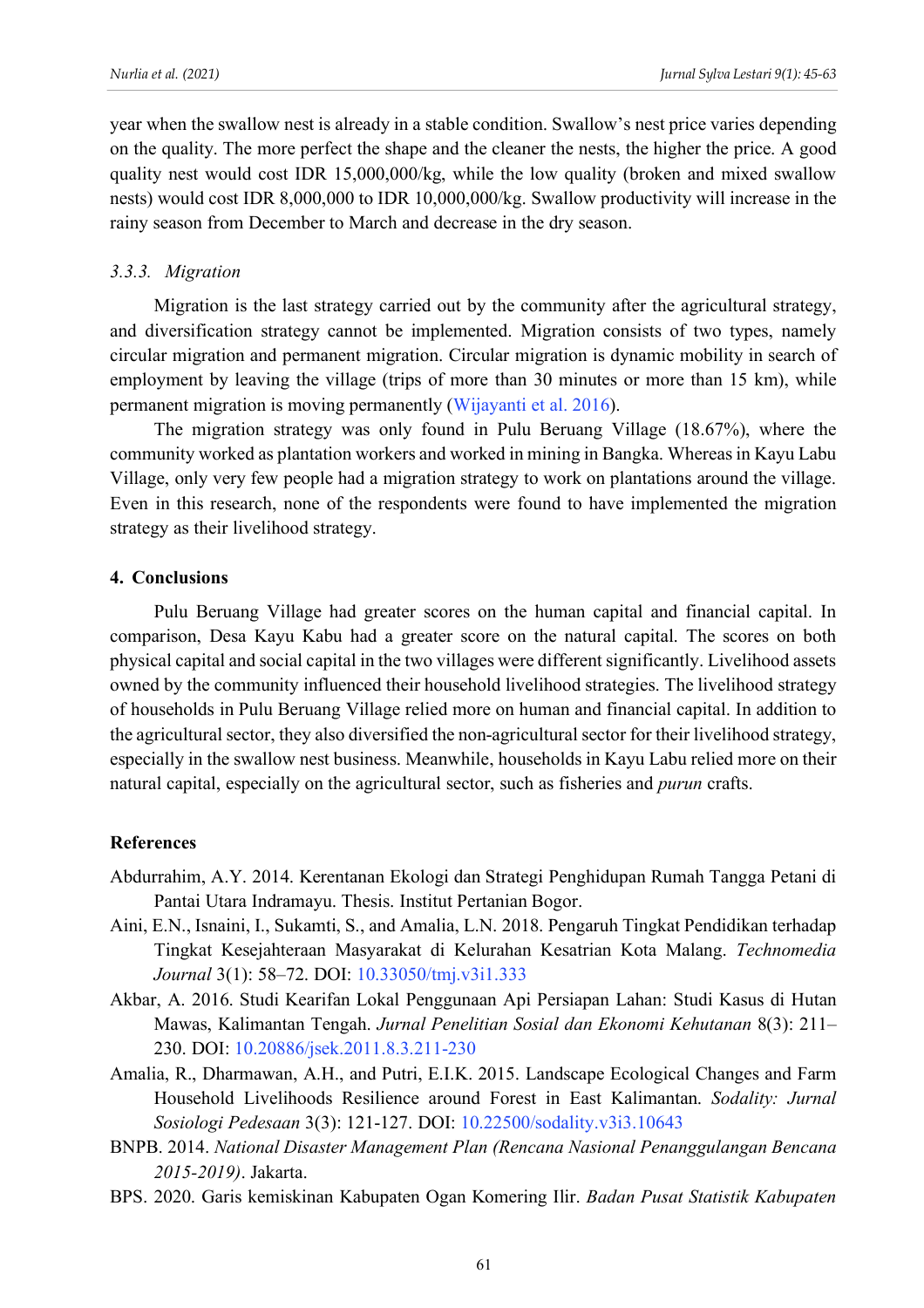year when the swallow nest is already in a stable condition. Swallow's nest price varies depending on the quality. The more perfect the shape and the cleaner the nests, the higher the price. A good quality nest would cost IDR 15,000,000/kg, while the low quality (broken and mixed swallow nests) would cost IDR 8,000,000 to IDR 10,000,000/kg. Swallow productivity will increase in the rainy season from December to March and decrease in the dry season.

### *3.3.3. Migration*

Migration is the last strategy carried out by the community after the agricultural strategy, and diversification strategy cannot be implemented. Migration consists of two types, namely circular migration and permanent migration. Circular migration is dynamic mobility in search of employment by leaving the village (trips of more than 30 minutes or more than 15 km), while permanent migration is moving permanently (Wijayanti et al. 2016).

The migration strategy was only found in Pulu Beruang Village (18.67%), where the community worked as plantation workers and worked in mining in Bangka. Whereas in Kayu Labu Village, only very few people had a migration strategy to work on plantations around the village. Even in this research, none of the respondents were found to have implemented the migration strategy as their livelihood strategy.

## 4. Conclusions

Pulu Beruang Village had greater scores on the human capital and financial capital. In comparison, Desa Kayu Kabu had a greater score on the natural capital. The scores on both physical capital and social capital in the two villages were different significantly. Livelihood assets owned by the community influenced their household livelihood strategies. The livelihood strategy of households in Pulu Beruang Village relied more on human and financial capital. In addition to the agricultural sector, they also diversified the non-agricultural sector for their livelihood strategy, especially in the swallow nest business. Meanwhile, households in Kayu Labu relied more on their natural capital, especially on the agricultural sector, such as fisheries and *purun* crafts.

## References

Abdurrahim, A.Y. 2014. Kerentanan Ekologi dan Strategi Penghidupan Rumah Tangga Petani di Pantai Utara Indramayu. Thesis. Institut Pertanian Bogor.

Aini, E.N., Isnaini, I., Sukamti, S., and Amalia, L.N. 2018. Pengaruh Tingkat Pendidikan terhadap Tingkat Kesejahteraan Masyarakat di Kelurahan Kesatrian Kota Malang. *Technomedia Journal* 3(1): 58–72. DOI: 10.33050/tmj.v3i1.333

Akbar, A. 2016. Studi Kearifan Lokal Penggunaan Api Persiapan Lahan: Studi Kasus di Hutan Mawas, Kalimantan Tengah. *Jurnal Penelitian Sosial dan Ekonomi Kehutanan* 8(3): 211–230. DOI: 10.20886/jsek.2011.8.3.211-230

Amalia, R., Dharmawan, A.H., and Putri, E.I.K. 2015. Landscape Ecological Changes and Farm Household Livelihoods Resilience around Forest in East Kalimantan. *Sodality: Jurnal Sosiologi Pedesaan* 3(3): 121-127. DOI: 10.22500/sodality.v3i3.10643

BNPB. 2014. *National Disaster Management Plan (Rencana Nasional Penanggulangan Bencana 2015-2019)*. Jakarta.

BPS. 2020. Garis kemiskinan Kabupaten Ogan Komering Ilir. *Badan Pusat Statistik Kabupaten*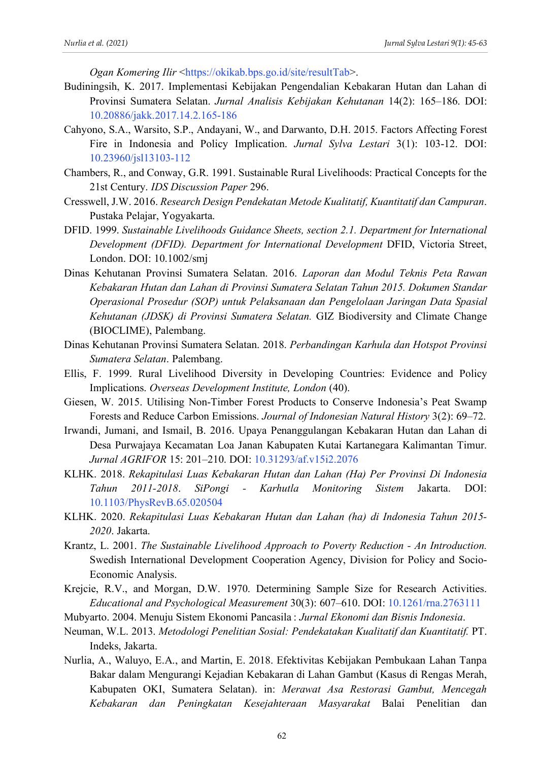*Ogan Komering Ilir* <https://okikab.bps.go.id/site/resultTab>.

Budiningsih, K. 2017. Implementasi Kebijakan Pengendalian Kebakaran Hutan dan Lahan di Provinsi Sumatera Selatan. *Jurnal Analisis Kebijakan Kehutanan* 14(2): 165–186. DOI: 10.20886/jakk.2017.14.2.165-186

Cahyono, S.A., Warsito, S.P., Andayani, W., and Darwanto, D.H. 2015. Factors Affecting Forest Fire in Indonesia and Policy Implication. *Jurnal Sylva Lestari* 3(1): 103-12. DOI: 10.23960/jsl13103-112

Chambers, R., and Conway, G.R. 1991. Sustainable Rural Livelihoods: Practical Concepts for the 21st Century. *IDS Discussion Paper* 296.

Cresswell, J.W. 2016. *Research Design Pendekatan Metode Kualitatif, Kuantitatif dan Campuran*. Pustaka Pelajar, Yogyakarta.

DFID. 1999. *Sustainable Livelihoods Guidance Sheets, section 2.1. Department for International Development (DFID). Department for International Development* DFID, Victoria Street, London. DOI: 10.1002/smj

Dinas Kehutanan Provinsi Sumatera Selatan. 2016. *Laporan dan Modul Teknis Peta Rawan Kebakaran Hutan dan Lahan di Provinsi Sumatera Selatan Tahun 2015. Dokumen Standar Operasional Prosedur (SOP) untuk Pelaksanaan dan Pengelolaan Jaringan Data Spasial Kehutanan (JDSK) di Provinsi Sumatera Selatan.* GIZ Biodiversity and Climate Change (BIOCLIME), Palembang.

Dinas Kehutanan Provinsi Sumatera Selatan. 2018. *Perbandingan Karhula dan Hotspot Provinsi Sumatera Selatan*. Palembang.

Ellis, F. 1999. Rural Livelihood Diversity in Developing Countries: Evidence and Policy Implications. *Overseas Development Institute, London* (40).

Giesen, W. 2015. Utilising Non-Timber Forest Products to Conserve Indonesia's Peat Swamp Forests and Reduce Carbon Emissions. *Journal of Indonesian Natural History* 3(2): 69–72.

Irwandi, Jumani, and Ismail, B. 2016. Upaya Penanggulangan Kebakaran Hutan dan Lahan di Desa Purwajaya Kecamatan Loa Janan Kabupaten Kutai Kartanegara Kalimantan Timur. *Jurnal AGRIFOR* 15: 201–210. DOI: 10.31293/af.v15i2.2076

KLHK. 2018. *Rekapitulasi Luas Kebakaran Hutan dan Lahan (Ha) Per Provinsi Di Indonesia Tahun 2011-2018. SiPongi - Karhutla Monitoring Sistem* Jakarta. DOI: 10.1103/PhysRevB.65.020504

KLHK. 2020. *Rekapitulasi Luas Kebakaran Hutan dan Lahan (ha) di Indonesia Tahun 2015-2020*. Jakarta.

Krantz, L. 2001. *The Sustainable Livelihood Approach to Poverty Reduction - An Introduction.* Swedish International Development Cooperation Agency, Division for Policy and Socio-Economic Analysis.

Krejcie, R.V., and Morgan, D.W. 1970. Determining Sample Size for Research Activities. *Educational and Psychological Measurement* 30(3): 607–610. DOI: 10.1261/rna.2763111

Mubyarto. 2004. Menuju Sistem Ekonomi Pancasila : *Jurnal Ekonomi dan Bisnis Indonesia*.

Neuman, W.L. 2013. *Metodologi Penelitian Sosial: Pendekatakan Kualitatif dan Kuantitatif.* PT. Indeks, Jakarta.

Nurlia, A., Waluyo, E.A., and Martin, E. 2018. Efektivitas Kebijakan Pembukaan Lahan Tanpa Bakar dalam Mengurangi Kejadian Kebakaran di Lahan Gambut (Kasus di Rengas Merah, Kabupaten OKI, Sumatera Selatan). in: *Merawat Asa Restorasi Gambut, Mencegah Kebakaran dan Peningkatan Kesejahteraan Masyarakat* Balai Penelitian dan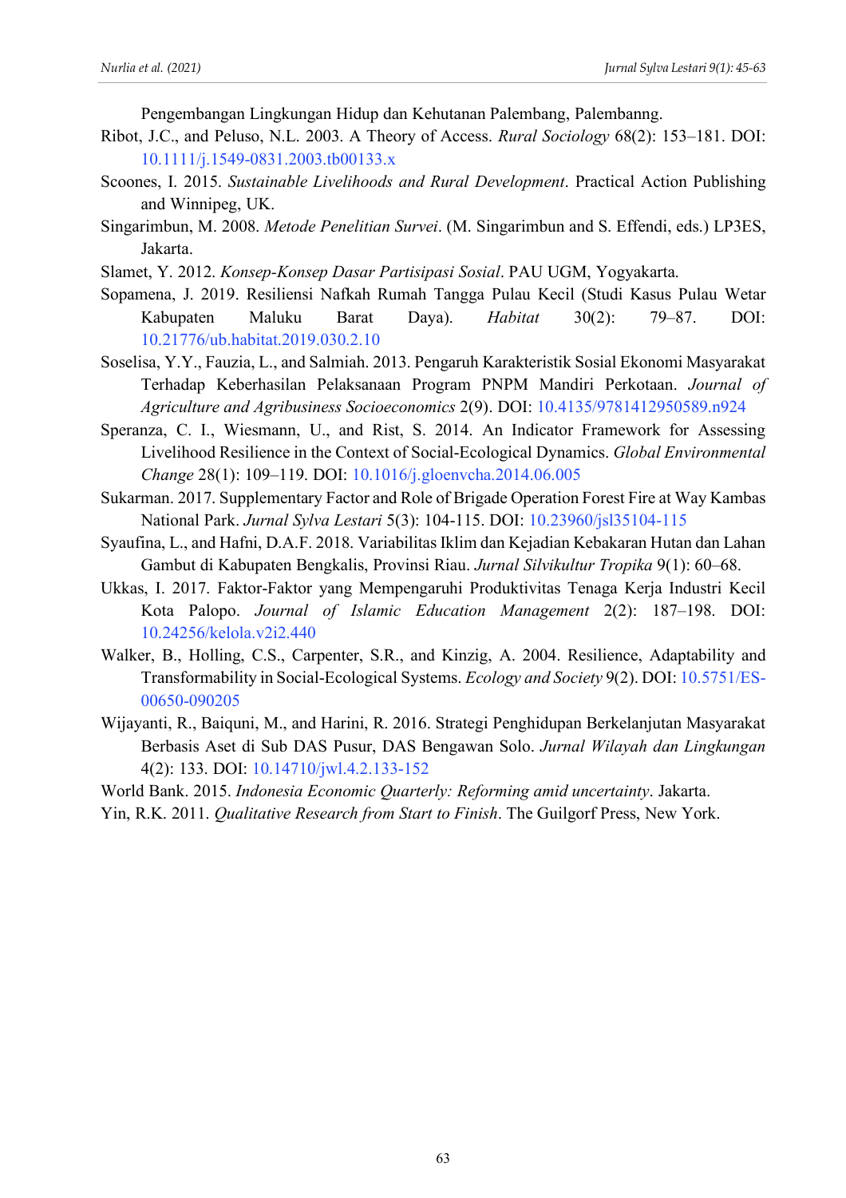Pengembangan Lingkungan Hidup dan Kehutanan Palembang, Palembanng.

Ribot, J.C., and Peluso, N.L. 2003. A Theory of Access. *Rural Sociology* 68(2): 153–181. DOI: 10.1111/j.1549-0831.2003.tb00133.x

Scoones, I. 2015. *Sustainable Livelihoods and Rural Development*. Practical Action Publishing and Winnipeg, UK.

Singarimbun, M. 2008. *Metode Penelitian Survei*. (M. Singarimbun and S. Effendi, eds.) LP3ES, Jakarta.

Slamet, Y. 2012. *Konsep-Konsep Dasar Partisipasi Sosial*. PAU UGM, Yogyakarta.

Sopamena, J. 2019. Resiliensi Nafkah Rumah Tangga Pulau Kecil (Studi Kasus Pulau Wetar Kabupaten Maluku Barat Daya). *Habitat* 30(2): 79–87. DOI: 10.21776/ub.habitat.2019.030.2.10

Soselisa, Y.Y., Fauzia, L., and Salmiah. 2013. Pengaruh Karakteristik Sosial Ekonomi Masyarakat Terhadap Keberhasilan Pelaksanaan Program PNPM Mandiri Perkotaan. *Journal of Agriculture and Agribusiness Socioeconomics* 2(9). DOI: 10.4135/9781412950589.n924

Speranza, C. I., Wiesmann, U., and Rist, S. 2014. An Indicator Framework for Assessing Livelihood Resilience in the Context of Social-Ecological Dynamics. *Global Environmental Change* 28(1): 109–119. DOI: 10.1016/j.gloenvcha.2014.06.005

Sukarman. 2017. Supplementary Factor and Role of Brigade Operation Forest Fire at Way Kambas National Park. *Jurnal Sylva Lestari* 5(3): 104-115. DOI: 10.23960/jsl35104-115

Syaufina, L., and Hafni, D.A.F. 2018. Variabilitas Iklim dan Kejadian Kebakaran Hutan dan Lahan Gambut di Kabupaten Bengkalis, Provinsi Riau. *Jurnal Silvikultur Tropika* 9(1): 60–68.

Ukkas, I. 2017. Faktor-Faktor yang Mempengaruhi Produktivitas Tenaga Kerja Industri Kecil Kota Palopo. *Journal of Islamic Education Management* 2(2): 187–198. DOI: 10.24256/kelola.v2i2.440

Walker, B., Holling, C.S., Carpenter, S.R., and Kinzig, A. 2004. Resilience, Adaptability and Transformability in Social-Ecological Systems. *Ecology and Society* 9(2). DOI: 10.5751/ES-00650-090205

Wijayanti, R., Baiquni, M., and Harini, R. 2016. Strategi Penghidupan Berkelanjutan Masyarakat Berbasis Aset di Sub DAS Pusur, DAS Bengawan Solo. *Jurnal Wilayah dan Lingkungan* 4(2): 133. DOI: 10.14710/jwl.4.2.133-152

World Bank. 2015. *Indonesia Economic Quarterly: Reforming amid uncertainty*. Jakarta.

Yin, R.K. 2011. *Qualitative Research from Start to Finish*. The Guilgorf Press, New York.